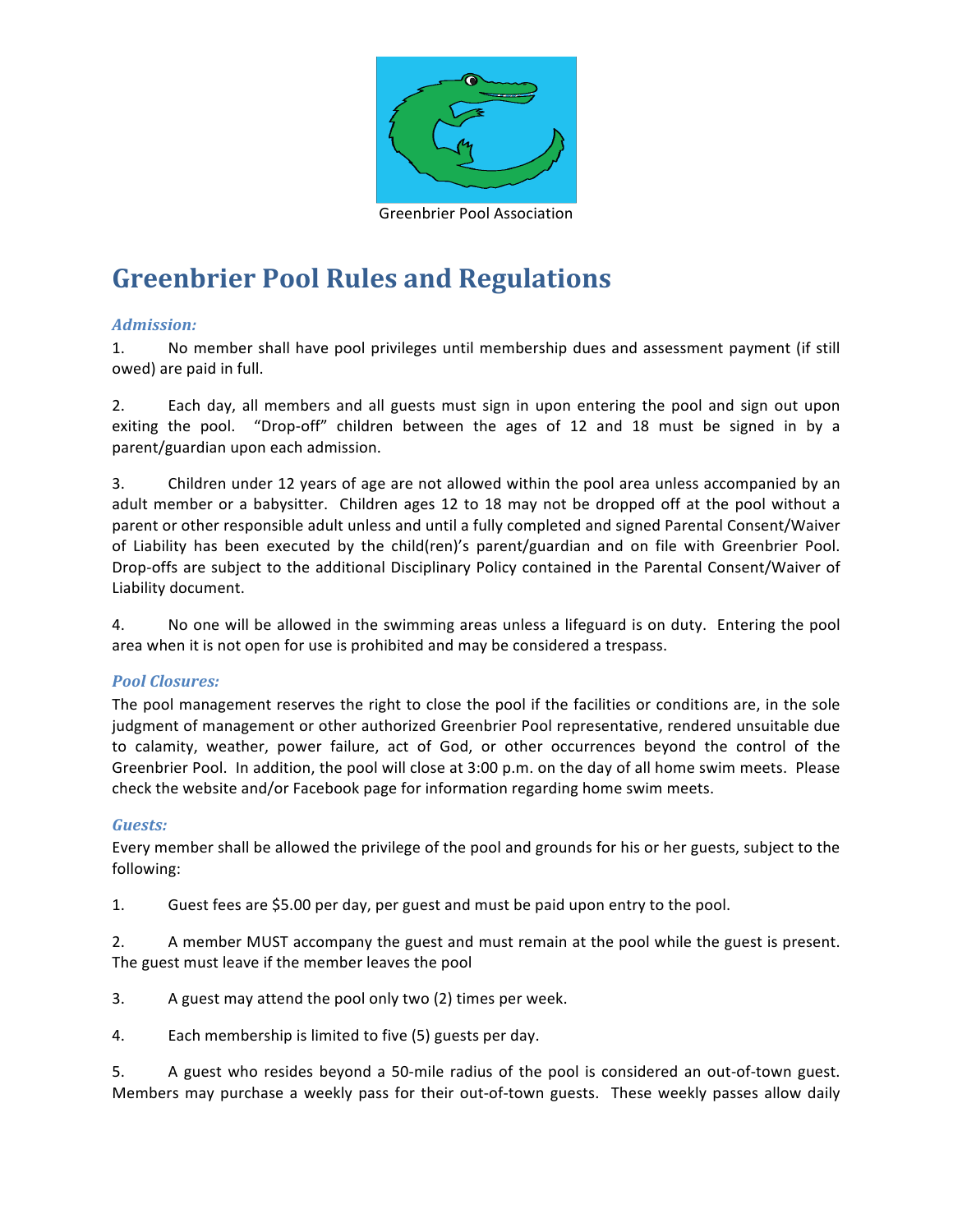Greenbrier Pool Association

# Greenbrier Pool Rules and Regulations

### *Admission:*

1. No member shall have pool privileges until membership dues and assessment payment (if still owed) are paid in full.

2. Each day, all members and all guests must sign in upon entering the pool and sign out upon exiting the pool. "Drop-off" children between the ages of 12 and 18 must be signed in by a parent/guardian upon each admission.

3. Children under 12 years of age are not allowed within the pool area unless accompanied by an adult member or a babysitter. Children ages 12 to 18 may not be dropped off at the pool without a parent or other responsible adult unless and until a fully completed and signed Parental Consent/Waiver of Liability has been executed by the child(ren)'s parent/guardian and on file with Greenbrier Pool. Drop-offs are subject to the additional Disciplinary Policy contained in the Parental Consent/Waiver of Liability document.

4. No one will be allowed in the swimming areas unless a lifeguard is on duty. Entering the pool area when it is not open for use is prohibited and may be considered a trespass.

### *Pool Closures:*

The pool management reserves the right to close the pool if the facilities or conditions are, in the sole judgment of management or other authorized Greenbrier Pool representative, rendered unsuitable due to calamity, weather, power failure, act of God, or other occurrences beyond the control of the Greenbrier Pool. In addition, the pool will close at 3:00 p.m. on the day of all home swim meets. Please check the website and/or Facebook page for information regarding home swim meets.

### *Guests:*

Every member shall be allowed the privilege of the pool and grounds for his or her guests, subject to the following:

1. Guest fees are $5.00 per day, per guest and must be paid upon entry to the pool.

2. A member MUST accompany the guest and must remain at the pool while the guest is present. The guest must leave if the member leaves the pool

3. A guest may attend the pool only two (2) times per week.

4. Each membership is limited to five (5) guests per day.

5. A guest who resides beyond a 50-mile radius of the pool is considered an out-of-town guest. Members may purchase a weekly pass for their out-of-town guests. These weekly passes allow daily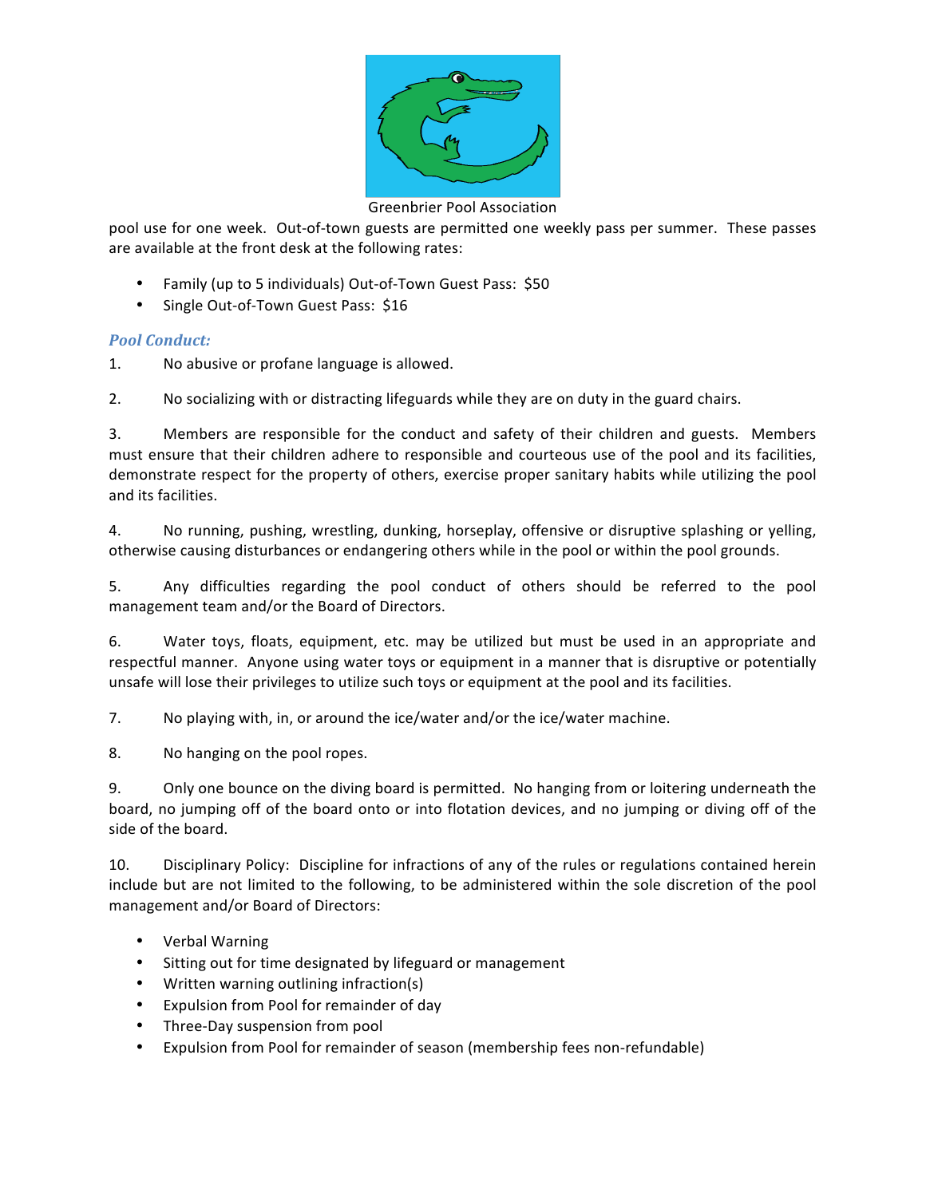pool use for one week. Out-of-town guests are permitted one weekly pass per summer. These passes are available at the front desk at the following rates:

- Family (up to 5 individuals) Out-of-Town Guest Pass: $50
- Single Out-of-Town Guest Pass: $16

### *Pool Conduct:*

1. No abusive or profane language is allowed.

2. No socializing with or distracting lifeguards while they are on duty in the guard chairs.

3. Members are responsible for the conduct and safety of their children and guests. Members must ensure that their children adhere to responsible and courteous use of the pool and its facilities, demonstrate respect for the property of others, exercise proper sanitary habits while utilizing the pool and its facilities.

4. No running, pushing, wrestling, dunking, horseplay, offensive or disruptive splashing or yelling, otherwise causing disturbances or endangering others while in the pool or within the pool grounds.

5. Any difficulties regarding the pool conduct of others should be referred to the pool management team and/or the Board of Directors.

6. Water toys, floats, equipment, etc. may be utilized but must be used in an appropriate and respectful manner. Anyone using water toys or equipment in a manner that is disruptive or potentially unsafe will lose their privileges to utilize such toys or equipment at the pool and its facilities.

7. No playing with, in, or around the ice/water and/or the ice/water machine.

8. No hanging on the pool ropes.

9. Only one bounce on the diving board is permitted. No hanging from or loitering underneath the board, no jumping off of the board onto or into flotation devices, and no jumping or diving off of the side of the board.

10. Disciplinary Policy: Discipline for infractions of any of the rules or regulations contained herein include but are not limited to the following, to be administered within the sole discretion of the pool management and/or Board of Directors:

    - Verbal Warning
    - Sitting out for time designated by lifeguard or management
    - Written warning outlining infraction(s)
    - Expulsion from Pool for remainder of day
    - Three-Day suspension from pool
    - Expulsion from Pool for remainder of season (membership fees non-refundable)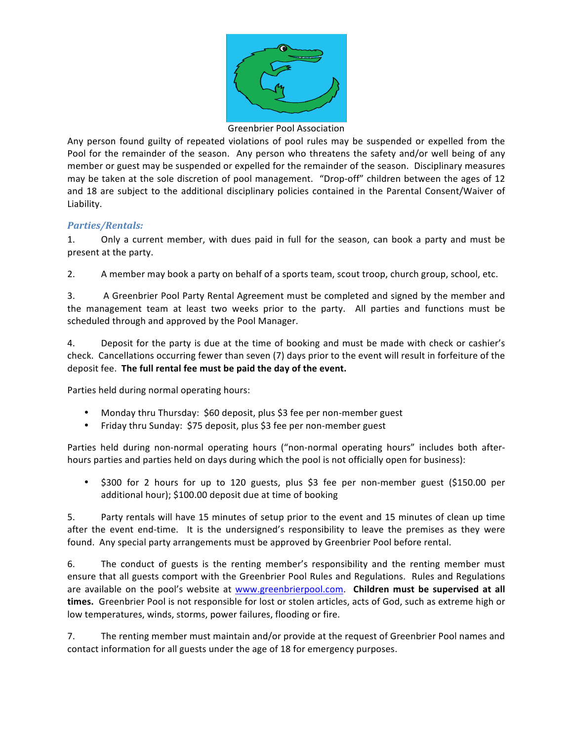Greenbrier Pool Association

Any person found guilty of repeated violations of pool rules may be suspended or expelled from the Pool for the remainder of the season. Any person who threatens the safety and/or well being of any member or guest may be suspended or expelled for the remainder of the season. Disciplinary measures may be taken at the sole discretion of pool management. "Drop-off" children between the ages of 12 and 18 are subject to the additional disciplinary policies contained in the Parental Consent/Waiver of Liability.

### *Parties/Rentals:*

1. Only a current member, with dues paid in full for the season, can book a party and must be present at the party.

2. A member may book a party on behalf of a sports team, scout troop, church group, school, etc.

3. A Greenbrier Pool Party Rental Agreement must be completed and signed by the member and the management team at least two weeks prior to the party. All parties and functions must be scheduled through and approved by the Pool Manager.

4. Deposit for the party is due at the time of booking and must be made with check or cashier's check. Cancellations occurring fewer than seven (7) days prior to the event will result in forfeiture of the deposit fee. **The full rental fee must be paid the day of the event.**

Parties held during normal operating hours:

- Monday thru Thursday: $60 deposit, plus $3 fee per non-member guest
- Friday thru Sunday: $75 deposit, plus $3 fee per non-member guest

Parties held during non-normal operating hours ("non-normal operating hours" includes both after-hours parties and parties held on days during which the pool is not officially open for business):

- $300 for 2 hours for up to 120 guests, plus $3 fee per non-member guest ($150.00 per additional hour); $100.00 deposit due at time of booking

5. Party rentals will have 15 minutes of setup prior to the event and 15 minutes of clean up time after the event end-time. It is the undersigned's responsibility to leave the premises as they were found. Any special party arrangements must be approved by Greenbrier Pool before rental.

6. The conduct of guests is the renting member's responsibility and the renting member must ensure that all guests comport with the Greenbrier Pool Rules and Regulations. Rules and Regulations are available on the pool's website at www.greenbrierpool.com. **Children must be supervised at all times.** Greenbrier Pool is not responsible for lost or stolen articles, acts of God, such as extreme high or low temperatures, winds, storms, power failures, flooding or fire.

7. The renting member must maintain and/or provide at the request of Greenbrier Pool names and contact information for all guests under the age of 18 for emergency purposes.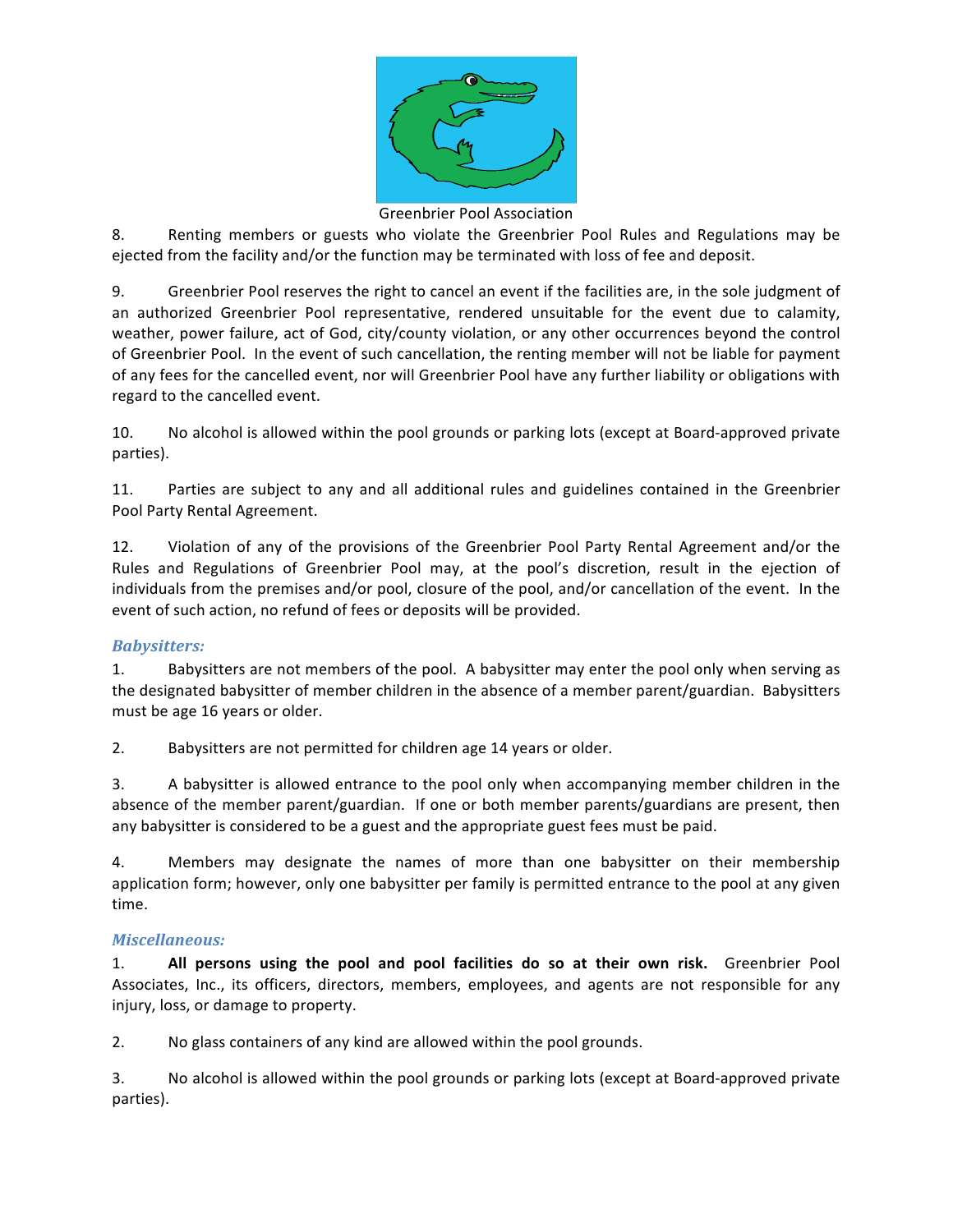Greenbrier Pool Association

8. Renting members or guests who violate the Greenbrier Pool Rules and Regulations may be ejected from the facility and/or the function may be terminated with loss of fee and deposit.

9. Greenbrier Pool reserves the right to cancel an event if the facilities are, in the sole judgment of an authorized Greenbrier Pool representative, rendered unsuitable for the event due to calamity, weather, power failure, act of God, city/county violation, or any other occurrences beyond the control of Greenbrier Pool. In the event of such cancellation, the renting member will not be liable for payment of any fees for the cancelled event, nor will Greenbrier Pool have any further liability or obligations with regard to the cancelled event.

10. No alcohol is allowed within the pool grounds or parking lots (except at Board-approved private parties).

11. Parties are subject to any and all additional rules and guidelines contained in the Greenbrier Pool Party Rental Agreement.

12. Violation of any of the provisions of the Greenbrier Pool Party Rental Agreement and/or the Rules and Regulations of Greenbrier Pool may, at the pool's discretion, result in the ejection of individuals from the premises and/or pool, closure of the pool, and/or cancellation of the event. In the event of such action, no refund of fees or deposits will be provided.

### *Babysitters:*

1. Babysitters are not members of the pool. A babysitter may enter the pool only when serving as the designated babysitter of member children in the absence of a member parent/guardian. Babysitters must be age 16 years or older.

2. Babysitters are not permitted for children age 14 years or older.

3. A babysitter is allowed entrance to the pool only when accompanying member children in the absence of the member parent/guardian. If one or both member parents/guardians are present, then any babysitter is considered to be a guest and the appropriate guest fees must be paid.

4. Members may designate the names of more than one babysitter on their membership application form; however, only one babysitter per family is permitted entrance to the pool at any given time.

### *Miscellaneous:*

1. **All persons using the pool and pool facilities do so at their own risk.** Greenbrier Pool Associates, Inc., its officers, directors, members, employees, and agents are not responsible for any injury, loss, or damage to property.

2. No glass containers of any kind are allowed within the pool grounds.

3. No alcohol is allowed within the pool grounds or parking lots (except at Board-approved private parties).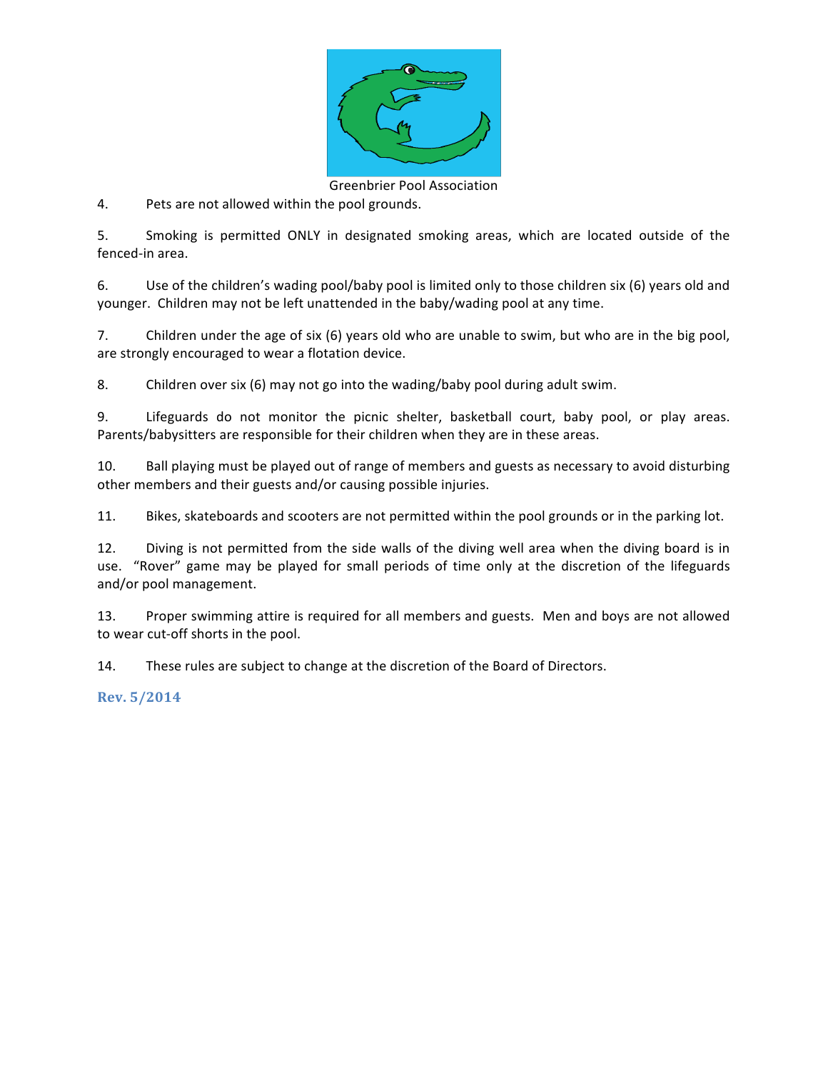Greenbrier Pool Association

4. Pets are not allowed within the pool grounds.

5. Smoking is permitted ONLY in designated smoking areas, which are located outside of the fenced-in area.

6. Use of the children's wading pool/baby pool is limited only to those children six (6) years old and younger. Children may not be left unattended in the baby/wading pool at any time.

7. Children under the age of six (6) years old who are unable to swim, but who are in the big pool, are strongly encouraged to wear a flotation device.

8. Children over six (6) may not go into the wading/baby pool during adult swim.

9. Lifeguards do not monitor the picnic shelter, basketball court, baby pool, or play areas. Parents/babysitters are responsible for their children when they are in these areas.

10. Ball playing must be played out of range of members and guests as necessary to avoid disturbing other members and their guests and/or causing possible injuries.

11. Bikes, skateboards and scooters are not permitted within the pool grounds or in the parking lot.

12. Diving is not permitted from the side walls of the diving well area when the diving board is in use. "Rover" game may be played for small periods of time only at the discretion of the lifeguards and/or pool management.

13. Proper swimming attire is required for all members and guests. Men and boys are not allowed to wear cut-off shorts in the pool.

14. These rules are subject to change at the discretion of the Board of Directors.

**Rev. 5/2014**